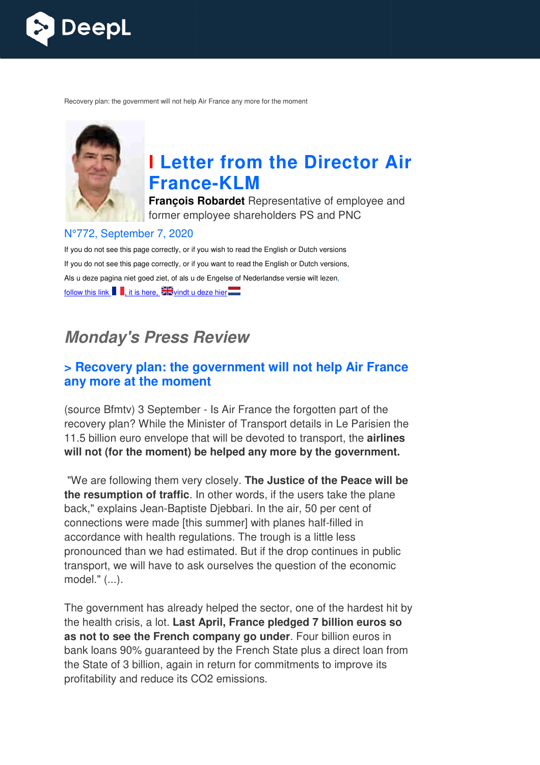Recovery plan: the government will not help Air France any more for the moment

# Letter from the Director Air France-KLM

**François Robardet** Representative of employee and former employee shareholders PS and PNC

N°772, September 7, 2020

If you do not see this page correctly, or if you wish to read the English or Dutch versions

If you do not see this page correctly, or if you want to read the English or Dutch versions,

Als u deze pagina niet goed ziet, of als u de Engelse of Nederlandse versie wilt lezen,

follow this link , it is here, vindt u deze hier

## *Monday's Press Review*

### > Recovery plan: the government will not help Air France any more at the moment

(source Bfmtv) 3 September - Is Air France the forgotten part of the recovery plan? While the Minister of Transport details in Le Parisien the 11.5 billion euro envelope that will be devoted to transport, the **airlines will not (for the moment) be helped any more by the government.**

"We are following them very closely. **The Justice of the Peace will be the resumption of traffic**. In other words, if the users take the plane back," explains Jean-Baptiste Djebbari. In the air, 50 per cent of connections were made [this summer] with planes half-filled in accordance with health regulations. The trough is a little less pronounced than we had estimated. But if the drop continues in public transport, we will have to ask ourselves the question of the economic model." (...).

The government has already helped the sector, one of the hardest hit by the health crisis, a lot. **Last April, France pledged 7 billion euros so as not to see the French company go under**. Four billion euros in bank loans 90% guaranteed by the French State plus a direct loan from the State of 3 billion, again in return for commitments to improve its profitability and reduce its $CO_2$ emissions.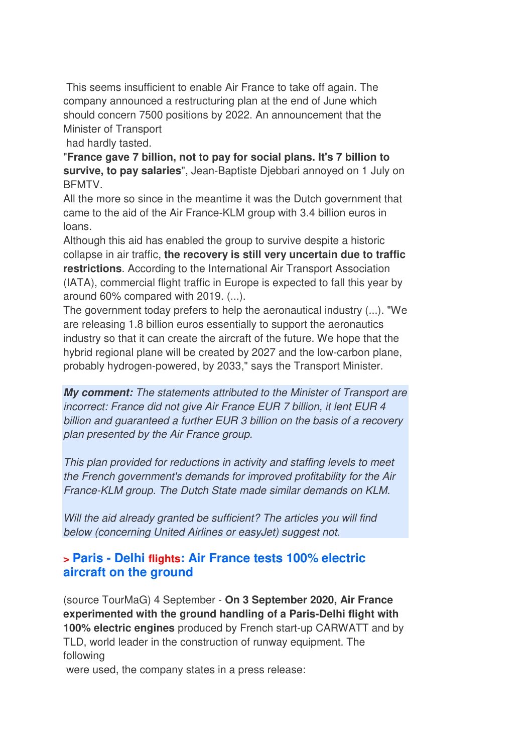This seems insufficient to enable Air France to take off again. The company announced a restructuring plan at the end of June which should concern 7500 positions by 2022. An announcement that the Minister of Transport had hardly tasted.

"**France gave 7 billion, not to pay for social plans. It's 7 billion to survive, to pay salaries**", Jean-Baptiste Djebbari annoyed on 1 July on BFMTV.

All the more so since in the meantime it was the Dutch government that came to the aid of the Air France-KLM group with 3.4 billion euros in loans.

Although this aid has enabled the group to survive despite a historic collapse in air traffic, **the recovery is still very uncertain due to traffic restrictions**. According to the International Air Transport Association (IATA), commercial flight traffic in Europe is expected to fall this year by around 60% compared with 2019. (...).

The government today prefers to help the aeronautical industry (...). "We are releasing 1.8 billion euros essentially to support the aeronautics industry so that it can create the aircraft of the future. We hope that the hybrid regional plane will be created by 2027 and the low-carbon plane, probably hydrogen-powered, by 2033," says the Transport Minister.

***My comment:*** *The statements attributed to the Minister of Transport are incorrect: France did not give Air France EUR 7 billion, it lent EUR 4 billion and guaranteed a further EUR 3 billion on the basis of a recovery plan presented by the Air France group.*

*This plan provided for reductions in activity and staffing levels to meet the French government's demands for improved profitability for the Air France-KLM group. The Dutch State made similar demands on KLM.*

*Will the aid already granted be sufficient? The articles you will find below (concerning United Airlines or easyJet) suggest not.*

## > Paris - Delhi flights: Air France tests 100% electric aircraft on the ground

(source TourMaG) 4 September - **On 3 September 2020, Air France experimented with the ground handling of a Paris-Delhi flight with 100% electric engines** produced by French start-up CARWATT and by TLD, world leader in the construction of runway equipment. The following were used, the company states in a press release: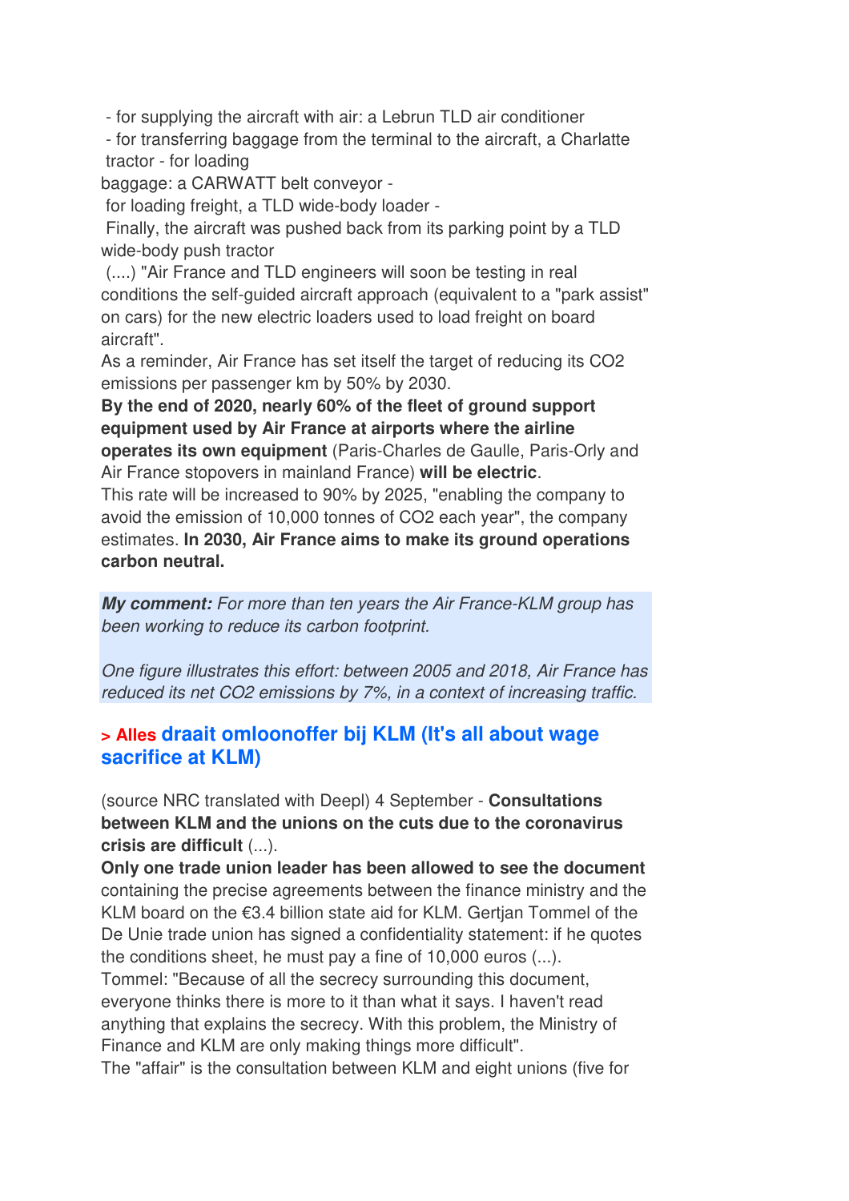- for supplying the aircraft with air: a Lebrun TLD air conditioner
- for transferring baggage from the terminal to the aircraft, a Charlatte tractor - for loading baggage: a CARWATT belt conveyor -
for loading freight, a TLD wide-body loader -
Finally, the aircraft was pushed back from its parking point by a TLD wide-body push tractor
(....) "Air France and TLD engineers will soon be testing in real conditions the self-guided aircraft approach (equivalent to a "park assist" on cars) for the new electric loaders used to load freight on board aircraft".
As a reminder, Air France has set itself the target of reducing its CO2 emissions per passenger km by 50% by 2030.
**By the end of 2020, nearly 60% of the fleet of ground support equipment used by Air France at airports where the airline operates its own equipment** (Paris-Charles de Gaulle, Paris-Orly and Air France stopovers in mainland France) **will be electric**.
This rate will be increased to 90% by 2025, "enabling the company to avoid the emission of 10,000 tonnes of CO2 each year", the company estimates. **In 2030, Air France aims to make its ground operations carbon neutral.**

***My comment:*** *For more than ten years the Air France-KLM group has been working to reduce its carbon footprint.*

*One figure illustrates this effort: between 2005 and 2018, Air France has reduced its net CO2 emissions by 7%, in a context of increasing traffic.*

## > Alles draait omloonoffer bij KLM (It's all about wage sacrifice at KLM)

(source NRC translated with Deepl) 4 September - **Consultations between KLM and the unions on the cuts due to the coronavirus crisis are difficult** (...).
**Only one trade union leader has been allowed to see the document** containing the precise agreements between the finance ministry and the KLM board on the €3.4 billion state aid for KLM. Gertjan Tommel of the De Unie trade union has signed a confidentiality statement: if he quotes the conditions sheet, he must pay a fine of 10,000 euros (...).
Tommel: "Because of all the secrecy surrounding this document, everyone thinks there is more to it than what it says. I haven't read anything that explains the secrecy. With this problem, the Ministry of Finance and KLM are only making things more difficult".
The "affair" is the consultation between KLM and eight unions (five for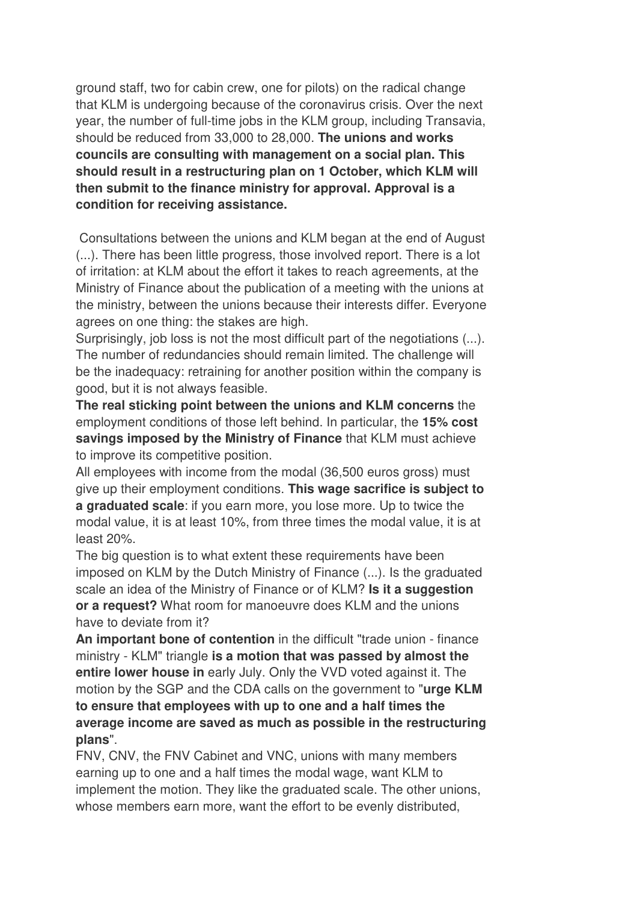ground staff, two for cabin crew, one for pilots) on the radical change that KLM is undergoing because of the coronavirus crisis. Over the next year, the number of full-time jobs in the KLM group, including Transavia, should be reduced from 33,000 to 28,000. **The unions and works councils are consulting with management on a social plan. This should result in a restructuring plan on 1 October, which KLM will then submit to the finance ministry for approval. Approval is a condition for receiving assistance.**

Consultations between the unions and KLM began at the end of August (...). There has been little progress, those involved report. There is a lot of irritation: at KLM about the effort it takes to reach agreements, at the Ministry of Finance about the publication of a meeting with the unions at the ministry, between the unions because their interests differ. Everyone agrees on one thing: the stakes are high.

Surprisingly, job loss is not the most difficult part of the negotiations (...). The number of redundancies should remain limited. The challenge will be the inadequacy: retraining for another position within the company is good, but it is not always feasible.

**The real sticking point between the unions and KLM concerns** the employment conditions of those left behind. In particular, the **15% cost savings imposed by the Ministry of Finance** that KLM must achieve to improve its competitive position.

All employees with income from the modal (36,500 euros gross) must give up their employment conditions. **This wage sacrifice is subject to a graduated scale**: if you earn more, you lose more. Up to twice the modal value, it is at least 10%, from three times the modal value, it is at least 20%.

The big question is to what extent these requirements have been imposed on KLM by the Dutch Ministry of Finance (...). Is the graduated scale an idea of the Ministry of Finance or of KLM? **Is it a suggestion or a request?** What room for manoeuvre does KLM and the unions have to deviate from it?

**An important bone of contention** in the difficult "trade union - finance ministry - KLM" triangle **is a motion that was passed by almost the entire lower house in** early July. Only the VVD voted against it. The motion by the SGP and the CDA calls on the government to "**urge KLM to ensure that employees with up to one and a half times the average income are saved as much as possible in the restructuring plans**".

FNV, CNV, the FNV Cabinet and VNC, unions with many members earning up to one and a half times the modal wage, want KLM to implement the motion. They like the graduated scale. The other unions, whose members earn more, want the effort to be evenly distributed,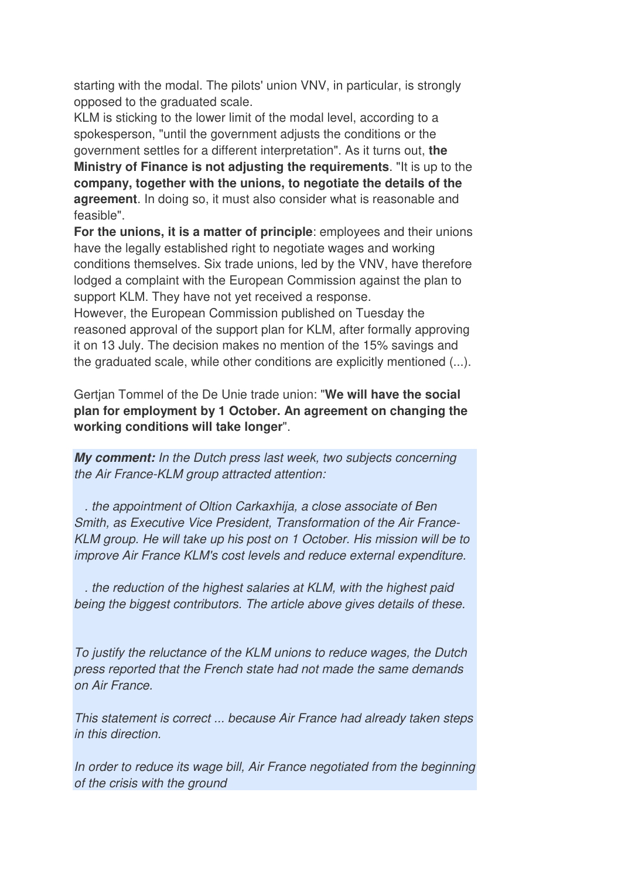starting with the modal. The pilots' union VNV, in particular, is strongly opposed to the graduated scale.
KLM is sticking to the lower limit of the modal level, according to a spokesperson, "until the government adjusts the conditions or the government settles for a different interpretation". As it turns out, **the Ministry of Finance is not adjusting the requirements**. "It is up to the **company, together with the unions, to negotiate the details of the agreement**. In doing so, it must also consider what is reasonable and feasible".
**For the unions, it is a matter of principle**: employees and their unions have the legally established right to negotiate wages and working conditions themselves. Six trade unions, led by the VNV, have therefore lodged a complaint with the European Commission against the plan to support KLM. They have not yet received a response.
However, the European Commission published on Tuesday the reasoned approval of the support plan for KLM, after formally approving it on 13 July. The decision makes no mention of the 15% savings and the graduated scale, while other conditions are explicitly mentioned (...).

Gertjan Tommel of the De Unie trade union: "**We will have the social plan for employment by 1 October. An agreement on changing the working conditions will take longer**".

***My comment:*** *In the Dutch press last week, two subjects concerning the Air France-KLM group attracted attention:*

*. the appointment of Oltion Carkaxhija, a close associate of Ben Smith, as Executive Vice President, Transformation of the Air France-KLM group. He will take up his post on 1 October. His mission will be to improve Air France KLM's cost levels and reduce external expenditure.*

*. the reduction of the highest salaries at KLM, with the highest paid being the biggest contributors. The article above gives details of these.*

*To justify the reluctance of the KLM unions to reduce wages, the Dutch press reported that the French state had not made the same demands on Air France.*

*This statement is correct ... because Air France had already taken steps in this direction.*

*In order to reduce its wage bill, Air France negotiated from the beginning of the crisis with the ground*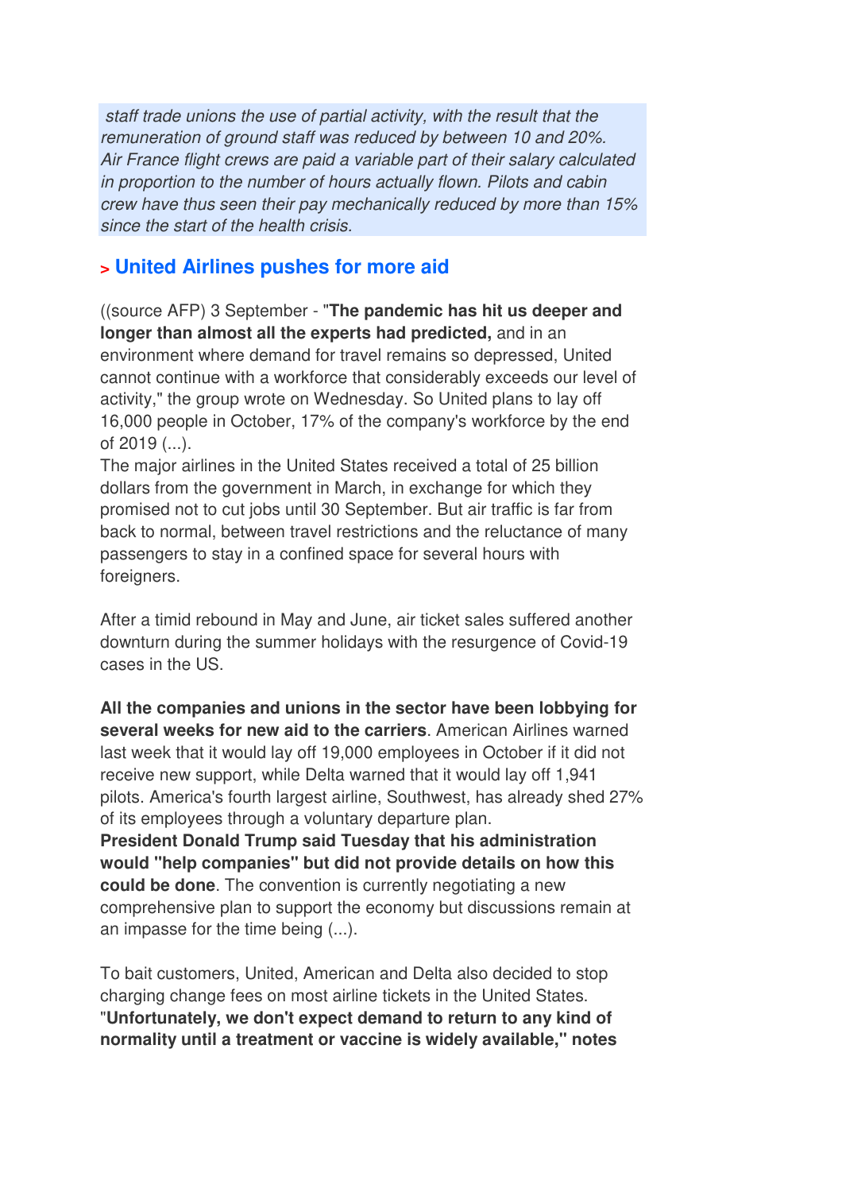*staff trade unions the use of partial activity, with the result that the remuneration of ground staff was reduced by between 10 and 20%. Air France flight crews are paid a variable part of their salary calculated in proportion to the number of hours actually flown. Pilots and cabin crew have thus seen their pay mechanically reduced by more than 15% since the start of the health crisis.*

## > United Airlines pushes for more aid

((source AFP) 3 September - "**The pandemic has hit us deeper and longer than almost all the experts had predicted,** and in an environment where demand for travel remains so depressed, United cannot continue with a workforce that considerably exceeds our level of activity," the group wrote on Wednesday. So United plans to lay off 16,000 people in October, 17% of the company's workforce by the end of 2019 (...).
The major airlines in the United States received a total of 25 billion dollars from the government in March, in exchange for which they promised not to cut jobs until 30 September. But air traffic is far from back to normal, between travel restrictions and the reluctance of many passengers to stay in a confined space for several hours with foreigners.

After a timid rebound in May and June, air ticket sales suffered another downturn during the summer holidays with the resurgence of Covid-19 cases in the US.

**All the companies and unions in the sector have been lobbying for several weeks for new aid to the carriers**. American Airlines warned last week that it would lay off 19,000 employees in October if it did not receive new support, while Delta warned that it would lay off 1,941 pilots. America's fourth largest airline, Southwest, has already shed 27% of its employees through a voluntary departure plan.
**President Donald Trump said Tuesday that his administration would "help companies" but did not provide details on how this could be done**. The convention is currently negotiating a new comprehensive plan to support the economy but discussions remain at an impasse for the time being (...).

To bait customers, United, American and Delta also decided to stop charging change fees on most airline tickets in the United States.
"**Unfortunately, we don't expect demand to return to any kind of normality until a treatment or vaccine is widely available," notes**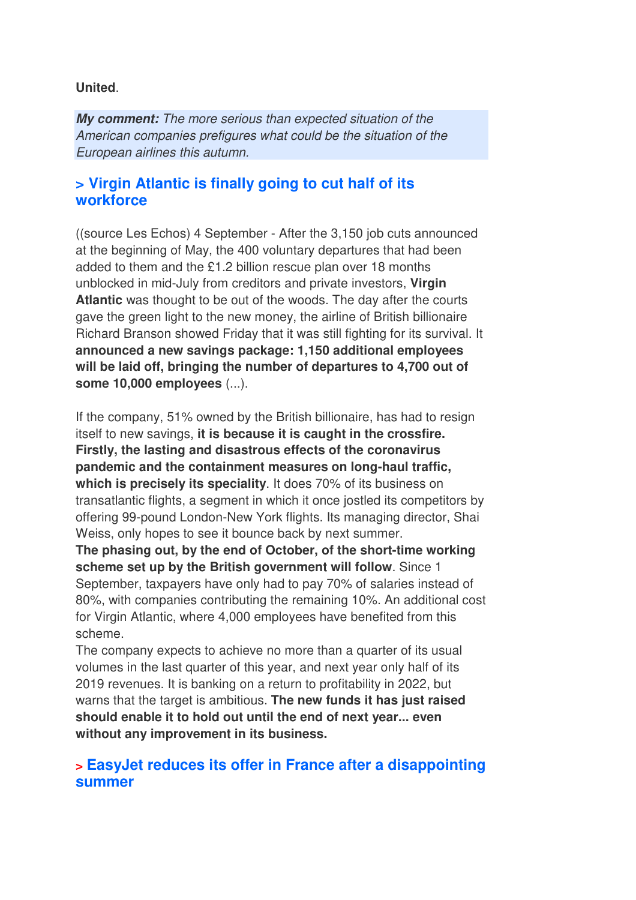**United**.

***My comment:*** *The more serious than expected situation of the American companies prefigures what could be the situation of the European airlines this autumn*.

## > Virgin Atlantic is finally going to cut half of its workforce

((source Les Echos) 4 September - After the 3,150 job cuts announced at the beginning of May, the 400 voluntary departures that had been added to them and the £1.2 billion rescue plan over 18 months unblocked in mid-July from creditors and private investors, **Virgin Atlantic** was thought to be out of the woods. The day after the courts gave the green light to the new money, the airline of British billionaire Richard Branson showed Friday that it was still fighting for its survival. It **announced a new savings package: 1,150 additional employees will be laid off, bringing the number of departures to 4,700 out of some 10,000 employees** (...).

If the company, 51% owned by the British billionaire, has had to resign itself to new savings, **it is because it is caught in the crossfire. Firstly, the lasting and disastrous effects of the coronavirus pandemic and the containment measures on long-haul traffic, which is precisely its speciality**. It does 70% of its business on transatlantic flights, a segment in which it once jostled its competitors by offering 99-pound London-New York flights. Its managing director, Shai Weiss, only hopes to see it bounce back by next summer.
**The phasing out, by the end of October, of the short-time working scheme set up by the British government will follow**. Since 1 September, taxpayers have only had to pay 70% of salaries instead of 80%, with companies contributing the remaining 10%. An additional cost for Virgin Atlantic, where 4,000 employees have benefited from this scheme.
The company expects to achieve no more than a quarter of its usual volumes in the last quarter of this year, and next year only half of its 2019 revenues. It is banking on a return to profitability in 2022, but warns that the target is ambitious. **The new funds it has just raised should enable it to hold out until the end of next year... even without any improvement in its business.**

## > EasyJet reduces its offer in France after a disappointing summer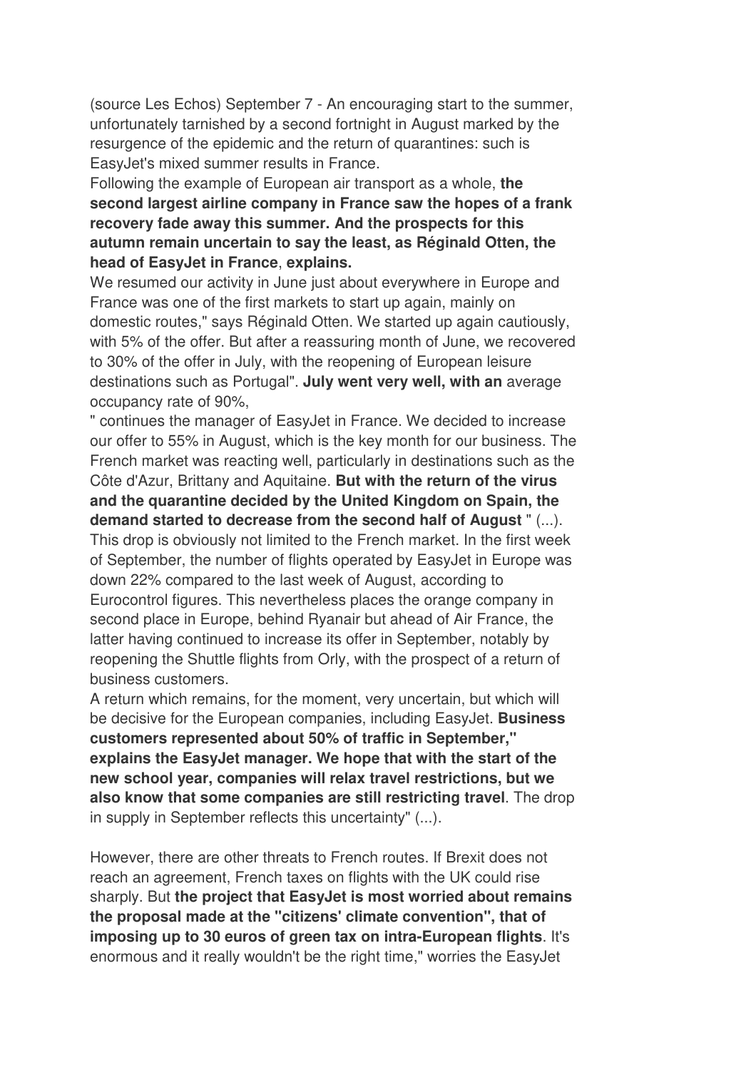(source Les Echos) September 7 - An encouraging start to the summer, unfortunately tarnished by a second fortnight in August marked by the resurgence of the epidemic and the return of quarantines: such is EasyJet's mixed summer results in France.

Following the example of European air transport as a whole, **the second largest airline company in France saw the hopes of a frank recovery fade away this summer. And the prospects for this autumn remain uncertain to say the least, as Réginald Otten, the head of EasyJet in France**, **explains.**

We resumed our activity in June just about everywhere in Europe and France was one of the first markets to start up again, mainly on domestic routes," says Réginald Otten. We started up again cautiously, with 5% of the offer. But after a reassuring month of June, we recovered to 30% of the offer in July, with the reopening of European leisure destinations such as Portugal". **July went very well, with an** average occupancy rate of 90%,

" continues the manager of EasyJet in France. We decided to increase our offer to 55% in August, which is the key month for our business. The French market was reacting well, particularly in destinations such as the Côte d'Azur, Brittany and Aquitaine. **But with the return of the virus and the quarantine decided by the United Kingdom on Spain, the demand started to decrease from the second half of August** " (...).

This drop is obviously not limited to the French market. In the first week of September, the number of flights operated by EasyJet in Europe was down 22% compared to the last week of August, according to Eurocontrol figures. This nevertheless places the orange company in second place in Europe, behind Ryanair but ahead of Air France, the latter having continued to increase its offer in September, notably by reopening the Shuttle flights from Orly, with the prospect of a return of business customers.

A return which remains, for the moment, very uncertain, but which will be decisive for the European companies, including EasyJet. **Business customers represented about 50% of traffic in September," explains the EasyJet manager. We hope that with the start of the new school year, companies will relax travel restrictions, but we also know that some companies are still restricting travel**. The drop in supply in September reflects this uncertainty" (...).

However, there are other threats to French routes. If Brexit does not reach an agreement, French taxes on flights with the UK could rise sharply. But **the project that EasyJet is most worried about remains the proposal made at the "citizens' climate convention", that of imposing up to 30 euros of green tax on intra-European flights**. It's enormous and it really wouldn't be the right time," worries the EasyJet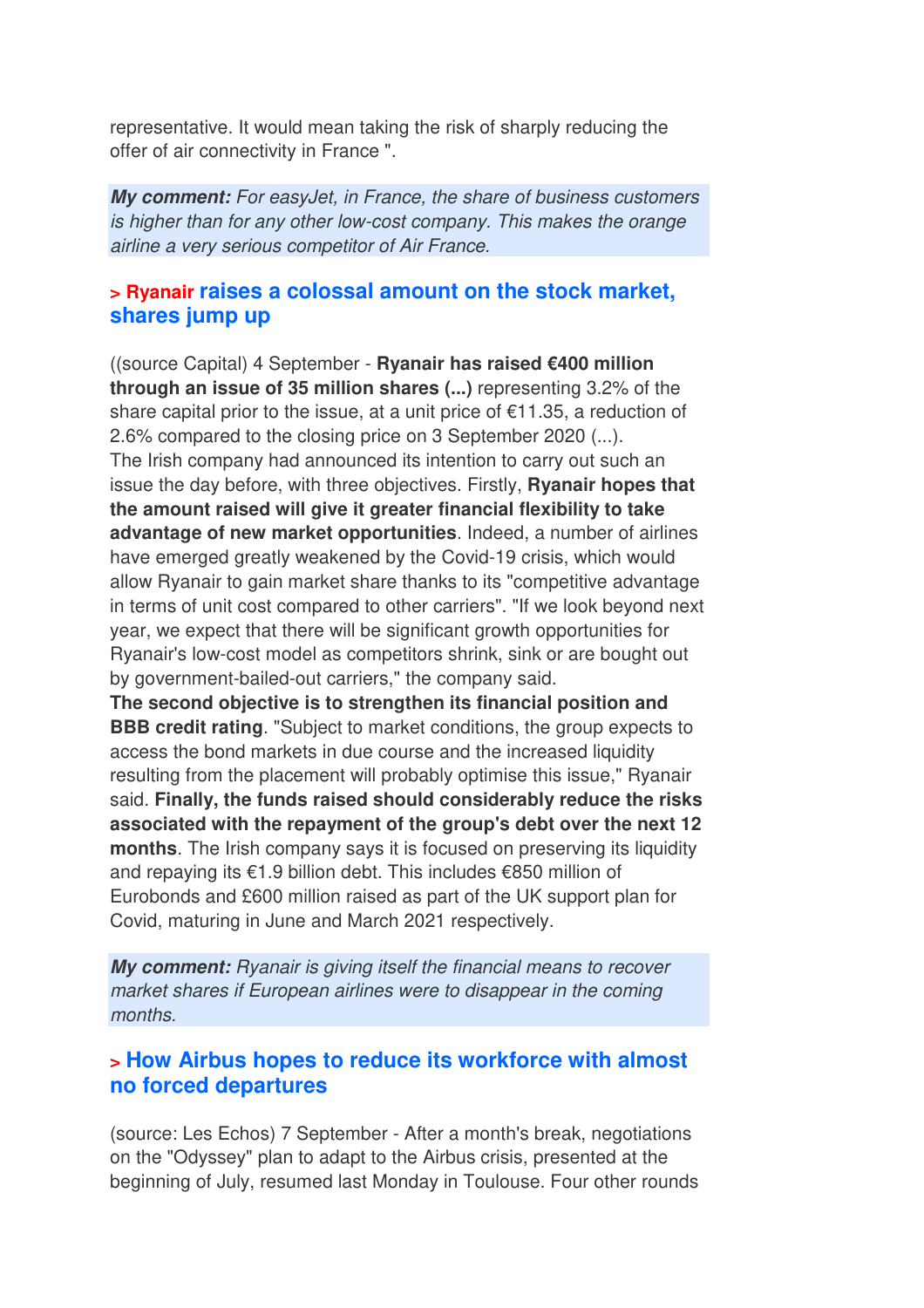representative. It would mean taking the risk of sharply reducing the offer of air connectivity in France ".

***My comment:*** *For easyJet, in France, the share of business customers is higher than for any other low-cost company. This makes the orange airline a very serious competitor of Air France.*

### > Ryanair raises a colossal amount on the stock market, shares jump up

((source Capital) 4 September - **Ryanair has raised €400 million through an issue of 35 million shares (...)** representing 3.2% of the share capital prior to the issue, at a unit price of €11.35, a reduction of 2.6% compared to the closing price on 3 September 2020 (...).
The Irish company had announced its intention to carry out such an issue the day before, with three objectives. Firstly, **Ryanair hopes that the amount raised will give it greater financial flexibility to take advantage of new market opportunities**. Indeed, a number of airlines have emerged greatly weakened by the Covid-19 crisis, which would allow Ryanair to gain market share thanks to its "competitive advantage in terms of unit cost compared to other carriers". "If we look beyond next year, we expect that there will be significant growth opportunities for Ryanair's low-cost model as competitors shrink, sink or are bought out by government-bailed-out carriers," the company said.
**The second objective is to strengthen its financial position and BBB credit rating**. "Subject to market conditions, the group expects to access the bond markets in due course and the increased liquidity resulting from the placement will probably optimise this issue," Ryanair said. **Finally, the funds raised should considerably reduce the risks associated with the repayment of the group's debt over the next 12 months**. The Irish company says it is focused on preserving its liquidity and repaying its €1.9 billion debt. This includes €850 million of Eurobonds and £600 million raised as part of the UK support plan for Covid, maturing in June and March 2021 respectively.

***My comment:*** *Ryanair is giving itself the financial means to recover market shares if European airlines were to disappear in the coming months.*

### > How Airbus hopes to reduce its workforce with almost no forced departures

(source: Les Echos) 7 September - After a month's break, negotiations on the "Odyssey" plan to adapt to the Airbus crisis, presented at the beginning of July, resumed last Monday in Toulouse. Four other rounds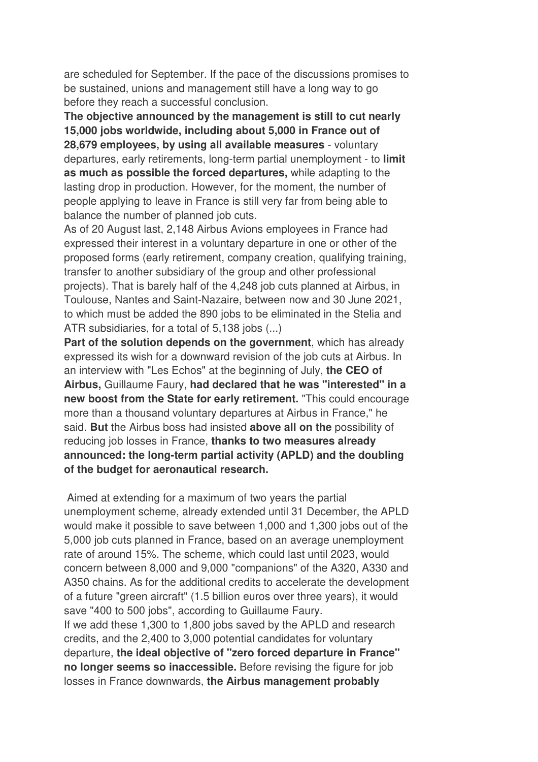are scheduled for September. If the pace of the discussions promises to be sustained, unions and management still have a long way to go before they reach a successful conclusion.

**The objective announced by the management is still to cut nearly 15,000 jobs worldwide, including about 5,000 in France out of 28,679 employees, by using all available measures** - voluntary departures, early retirements, long-term partial unemployment - to **limit as much as possible the forced departures,** while adapting to the lasting drop in production. However, for the moment, the number of people applying to leave in France is still very far from being able to balance the number of planned job cuts.

As of 20 August last, 2,148 Airbus Avions employees in France had expressed their interest in a voluntary departure in one or other of the proposed forms (early retirement, company creation, qualifying training, transfer to another subsidiary of the group and other professional projects). That is barely half of the 4,248 job cuts planned at Airbus, in Toulouse, Nantes and Saint-Nazaire, between now and 30 June 2021, to which must be added the 890 jobs to be eliminated in the Stelia and ATR subsidiaries, for a total of 5,138 jobs (...)

**Part of the solution depends on the government**, which has already expressed its wish for a downward revision of the job cuts at Airbus. In an interview with "Les Echos" at the beginning of July, **the CEO of Airbus,** Guillaume Faury, **had declared that he was "interested" in a new boost from the State for early retirement.** "This could encourage more than a thousand voluntary departures at Airbus in France," he said. **But** the Airbus boss had insisted **above all on the** possibility of reducing job losses in France, **thanks to two measures already announced: the long-term partial activity (APLD) and the doubling of the budget for aeronautical research.**

Aimed at extending for a maximum of two years the partial unemployment scheme, already extended until 31 December, the APLD would make it possible to save between 1,000 and 1,300 jobs out of the 5,000 job cuts planned in France, based on an average unemployment rate of around 15%. The scheme, which could last until 2023, would concern between 8,000 and 9,000 "companions" of the A320, A330 and A350 chains. As for the additional credits to accelerate the development of a future "green aircraft" (1.5 billion euros over three years), it would save "400 to 500 jobs", according to Guillaume Faury.

If we add these 1,300 to 1,800 jobs saved by the APLD and research credits, and the 2,400 to 3,000 potential candidates for voluntary departure, **the ideal objective of "zero forced departure in France" no longer seems so inaccessible.** Before revising the figure for job losses in France downwards, **the Airbus management probably**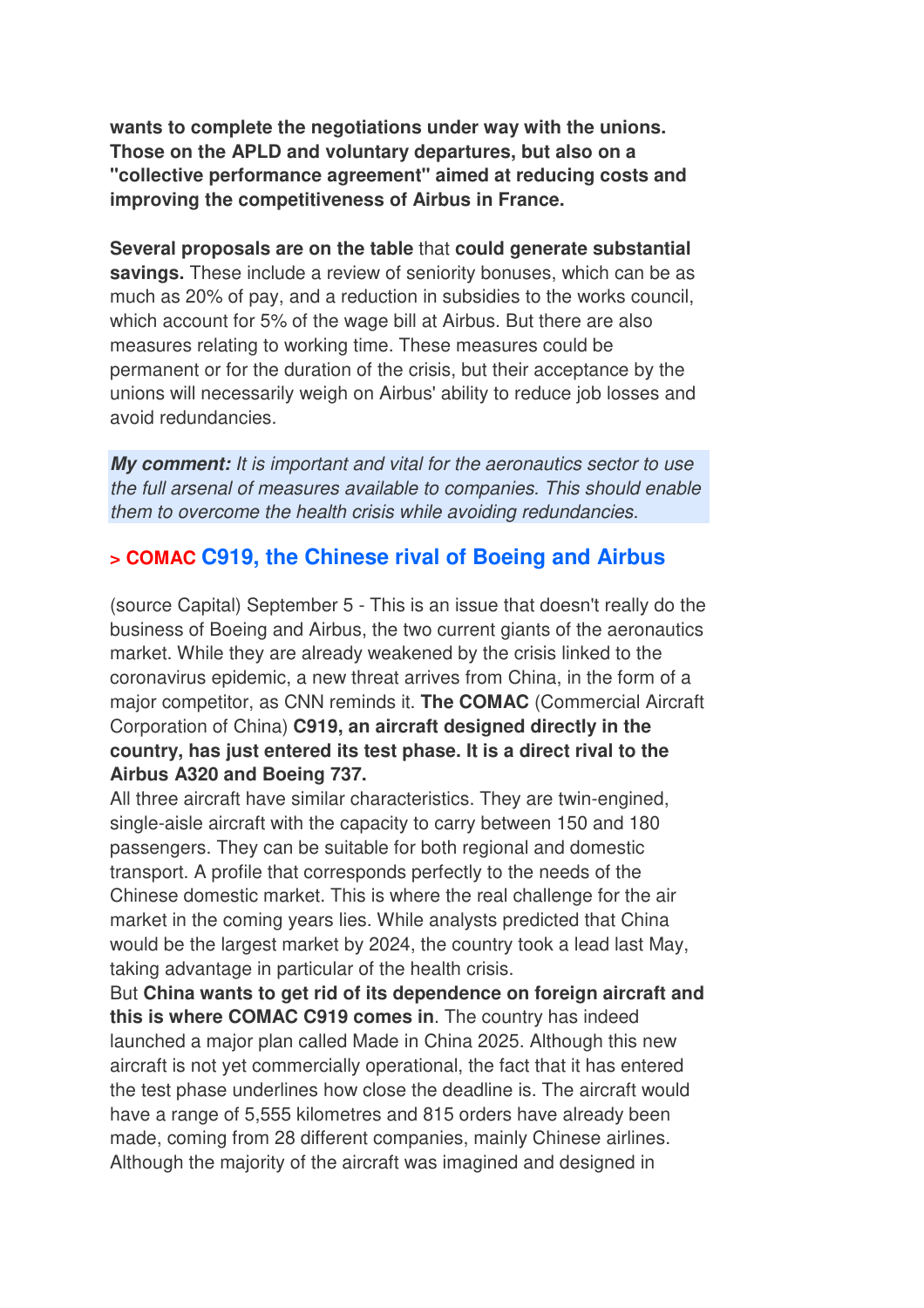**wants to complete the negotiations under way with the unions. Those on the APLD and voluntary departures, but also on a "collective performance agreement" aimed at reducing costs and improving the competitiveness of Airbus in France.**

**Several proposals are on the table** that **could generate substantial savings.** These include a review of seniority bonuses, which can be as much as 20% of pay, and a reduction in subsidies to the works council, which account for 5% of the wage bill at Airbus. But there are also measures relating to working time. These measures could be permanent or for the duration of the crisis, but their acceptance by the unions will necessarily weigh on Airbus' ability to reduce job losses and avoid redundancies.

***My comment:*** *It is important and vital for the aeronautics sector to use the full arsenal of measures available to companies. This should enable them to overcome the health crisis while avoiding redundancies.*

### > COMAC C919, the Chinese rival of Boeing and Airbus

(source Capital) September 5 - This is an issue that doesn't really do the business of Boeing and Airbus, the two current giants of the aeronautics market. While they are already weakened by the crisis linked to the coronavirus epidemic, a new threat arrives from China, in the form of a major competitor, as CNN reminds it. **The COMAC** (Commercial Aircraft Corporation of China) **C919, an aircraft designed directly in the country, has just entered its test phase. It is a direct rival to the Airbus A320 and Boeing 737.**

All three aircraft have similar characteristics. They are twin-engined, single-aisle aircraft with the capacity to carry between 150 and 180 passengers. They can be suitable for both regional and domestic transport. A profile that corresponds perfectly to the needs of the Chinese domestic market. This is where the real challenge for the air market in the coming years lies. While analysts predicted that China would be the largest market by 2024, the country took a lead last May, taking advantage in particular of the health crisis.

But **China wants to get rid of its dependence on foreign aircraft and this is where COMAC C919 comes in**. The country has indeed launched a major plan called Made in China 2025. Although this new aircraft is not yet commercially operational, the fact that it has entered the test phase underlines how close the deadline is. The aircraft would have a range of 5,555 kilometres and 815 orders have already been made, coming from 28 different companies, mainly Chinese airlines. Although the majority of the aircraft was imagined and designed in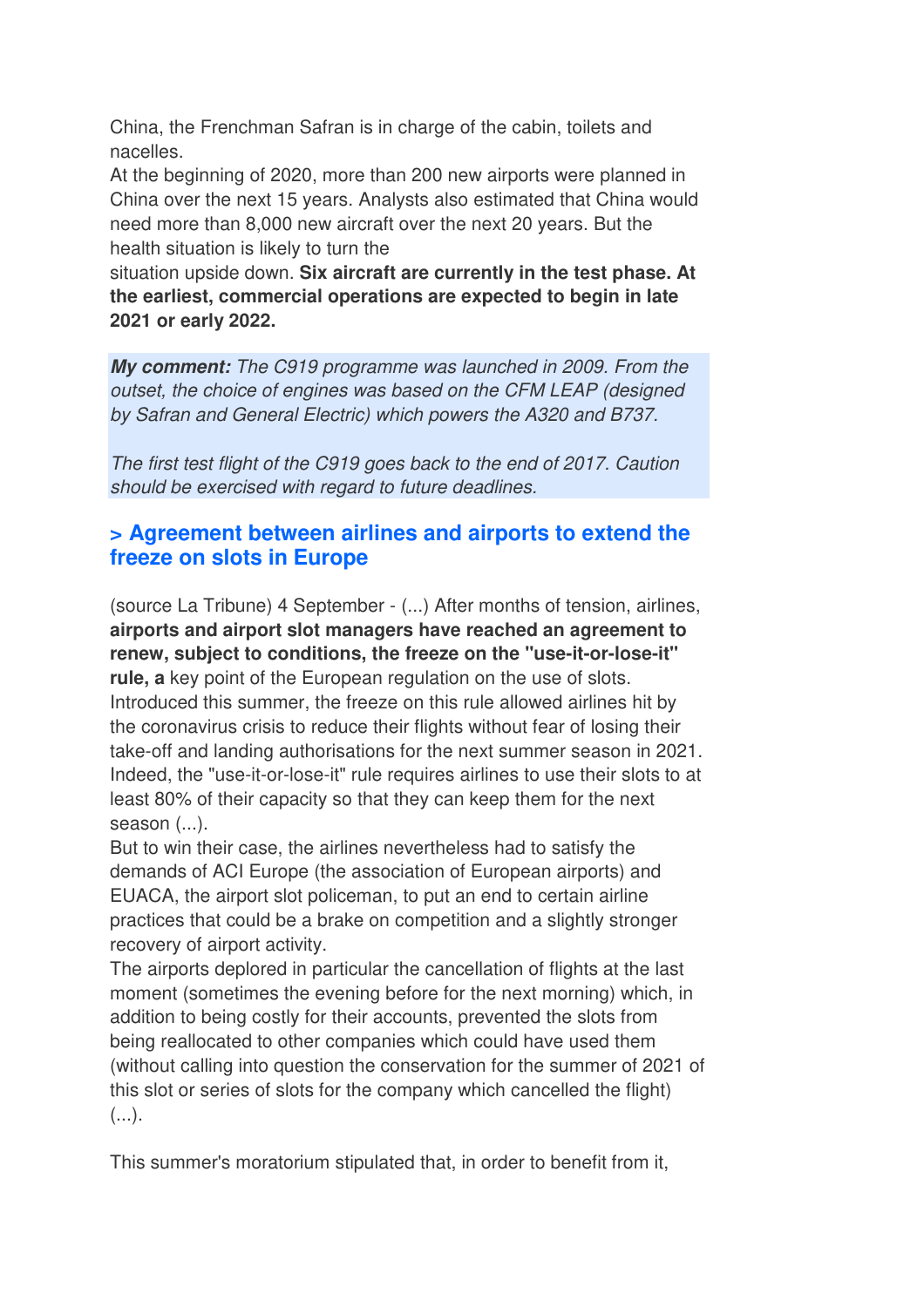China, the Frenchman Safran is in charge of the cabin, toilets and nacelles.
At the beginning of 2020, more than 200 new airports were planned in China over the next 15 years. Analysts also estimated that China would need more than 8,000 new aircraft over the next 20 years. But the health situation is likely to turn the situation upside down. **Six aircraft are currently in the test phase. At the earliest, commercial operations are expected to begin in late 2021 or early 2022.**

***My comment:*** *The C919 programme was launched in 2009. From the outset, the choice of engines was based on the CFM LEAP (designed by Safran and General Electric) which powers the A320 and B737.*

*The first test flight of the C919 goes back to the end of 2017. Caution should be exercised with regard to future deadlines.*

## > Agreement between airlines and airports to extend the freeze on slots in Europe

(source La Tribune) 4 September - (...) After months of tension, airlines, **airports and airport slot managers have reached an agreement to renew, subject to conditions, the freeze on the "use-it-or-lose-it" rule, a** key point of the European regulation on the use of slots. Introduced this summer, the freeze on this rule allowed airlines hit by the coronavirus crisis to reduce their flights without fear of losing their take-off and landing authorisations for the next summer season in 2021. Indeed, the "use-it-or-lose-it" rule requires airlines to use their slots to at least 80% of their capacity so that they can keep them for the next season (...).
But to win their case, the airlines nevertheless had to satisfy the demands of ACI Europe (the association of European airports) and EUACA, the airport slot policeman, to put an end to certain airline practices that could be a brake on competition and a slightly stronger recovery of airport activity.
The airports deplored in particular the cancellation of flights at the last moment (sometimes the evening before for the next morning) which, in addition to being costly for their accounts, prevented the slots from being reallocated to other companies which could have used them (without calling into question the conservation for the summer of 2021 of this slot or series of slots for the company which cancelled the flight) (...).

This summer's moratorium stipulated that, in order to benefit from it,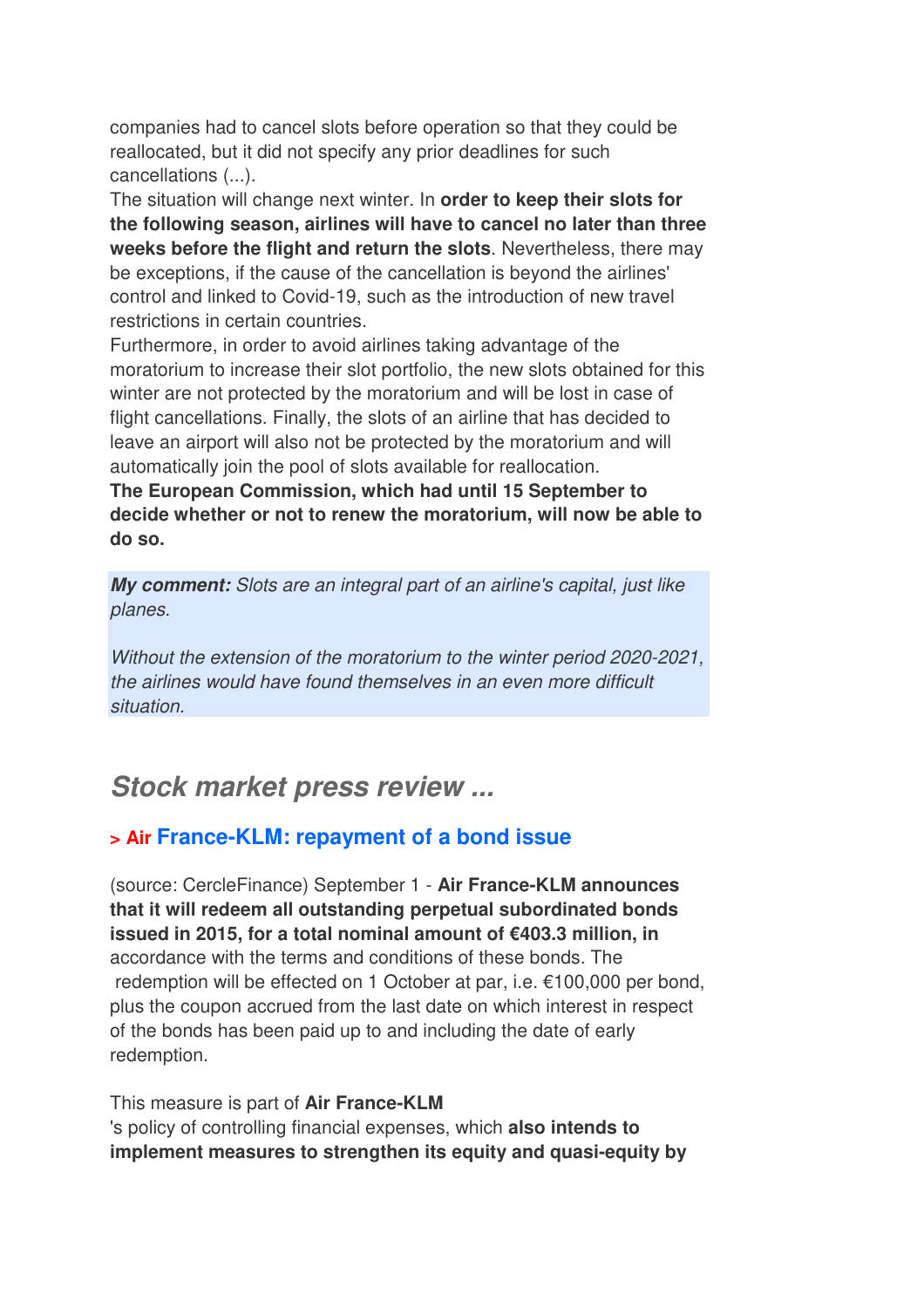companies had to cancel slots before operation so that they could be reallocated, but it did not specify any prior deadlines for such cancellations (...).
The situation will change next winter. In **order to keep their slots for the following season, airlines will have to cancel no later than three weeks before the flight and return the slots**. Nevertheless, there may be exceptions, if the cause of the cancellation is beyond the airlines' control and linked to Covid-19, such as the introduction of new travel restrictions in certain countries.
Furthermore, in order to avoid airlines taking advantage of the moratorium to increase their slot portfolio, the new slots obtained for this winter are not protected by the moratorium and will be lost in case of flight cancellations. Finally, the slots of an airline that has decided to leave an airport will also not be protected by the moratorium and will automatically join the pool of slots available for reallocation.
**The European Commission, which had until 15 September to decide whether or not to renew the moratorium, will now be able to do so.**

***My comment:*** *Slots are an integral part of an airline's capital, just like planes.*

*Without the extension of the moratorium to the winter period 2020-2021, the airlines would have found themselves in an even more difficult situation.*

## *Stock market press review ...*

### > Air France-KLM: repayment of a bond issue

(source: CercleFinance) September 1 - **Air France-KLM announces that it will redeem all outstanding perpetual subordinated bonds issued in 2015, for a total nominal amount of €403.3 million, in** accordance with the terms and conditions of these bonds. The redemption will be effected on 1 October at par, i.e. €100,000 per bond, plus the coupon accrued from the last date on which interest in respect of the bonds has been paid up to and including the date of early redemption.

This measure is part of **Air France-KLM** 's policy of controlling financial expenses, which **also intends to implement measures to strengthen its equity and quasi-equity by**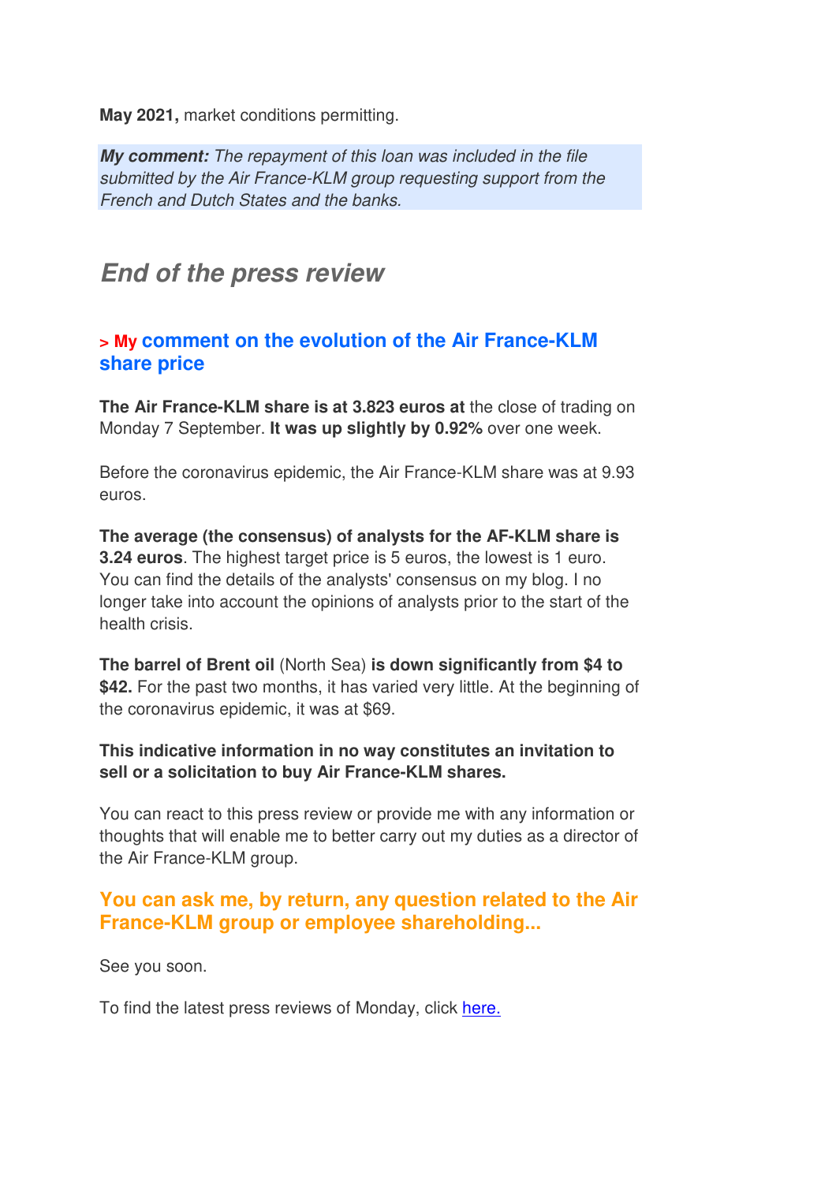**May 2021,** market conditions permitting.

***My comment:*** *The repayment of this loan was included in the file submitted by the Air France-KLM group requesting support from the French and Dutch States and the banks.*

## *End of the press review*

### > My comment on the evolution of the Air France-KLM share price

**The Air France-KLM share is at 3.823 euros at** the close of trading on Monday 7 September. **It was up slightly by 0.92%** over one week.

Before the coronavirus epidemic, the Air France-KLM share was at 9.93 euros.

**The average (the consensus) of analysts for the AF-KLM share is 3.24 euros**. The highest target price is 5 euros, the lowest is 1 euro. You can find the details of the analysts' consensus on my blog. I no longer take into account the opinions of analysts prior to the start of the health crisis.

**The barrel of Brent oil** (North Sea) **is down significantly from $4 to $42.** For the past two months, it has varied very little. At the beginning of the coronavirus epidemic, it was at $69.

**This indicative information in no way constitutes an invitation to sell or a solicitation to buy Air France-KLM shares.**

You can react to this press review or provide me with any information or thoughts that will enable me to better carry out my duties as a director of the Air France-KLM group.

### You can ask me, by return, any question related to the Air France-KLM group or employee shareholding...

See you soon.

To find the latest press reviews of Monday, click here.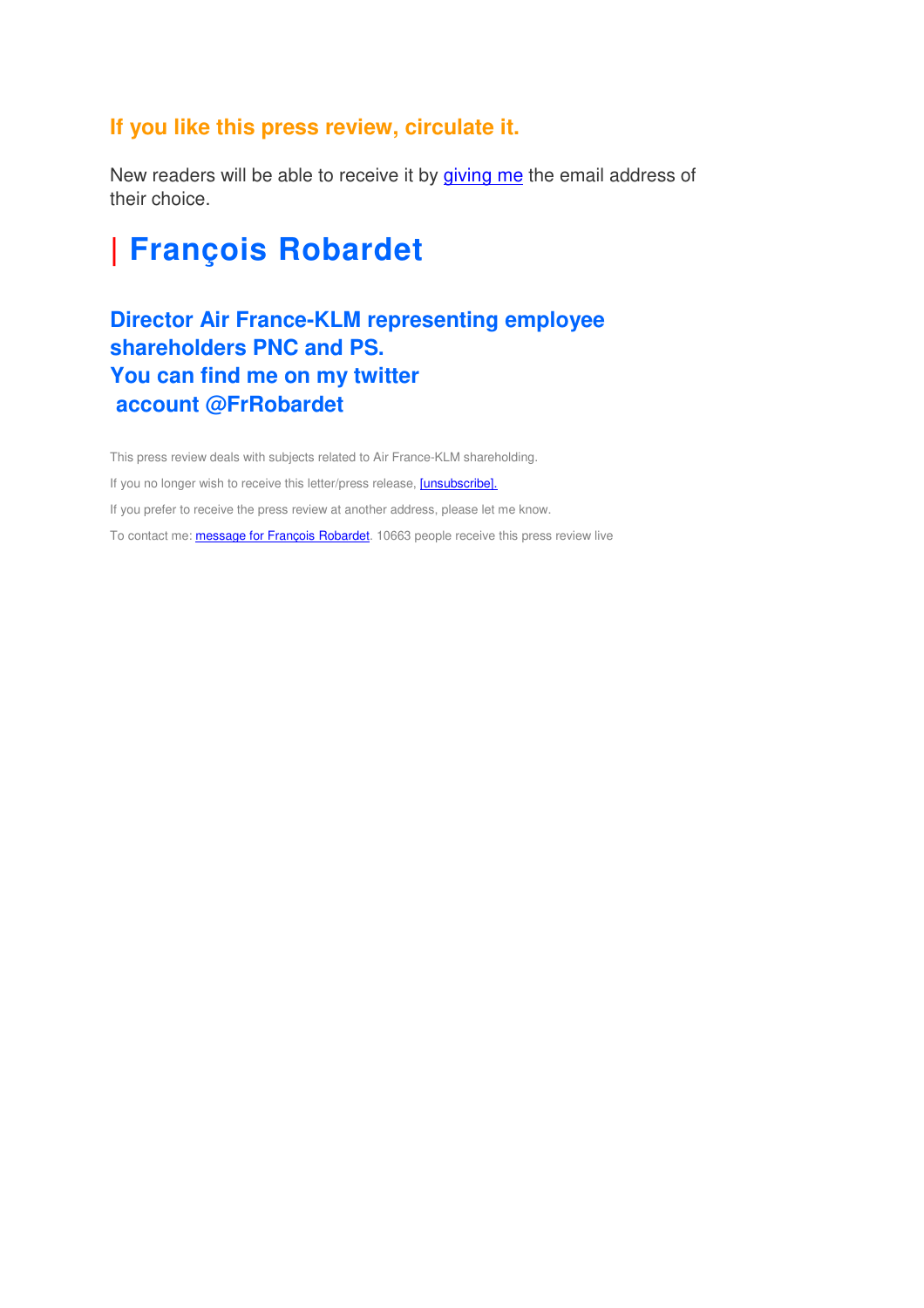## If you like this press review, circulate it.

New readers will be able to receive it by giving me the email address of their choice.

# | François Robardet

### Director Air France-KLM representing employee shareholders PNC and PS.
### You can find me on my twitter account @FrRobardet

This press review deals with subjects related to Air France-KLM shareholding.

If you no longer wish to receive this letter/press release, [unsubscribe].

If you prefer to receive the press review at another address, please let me know.

To contact me: message for François Robardet. 10663 people receive this press review live